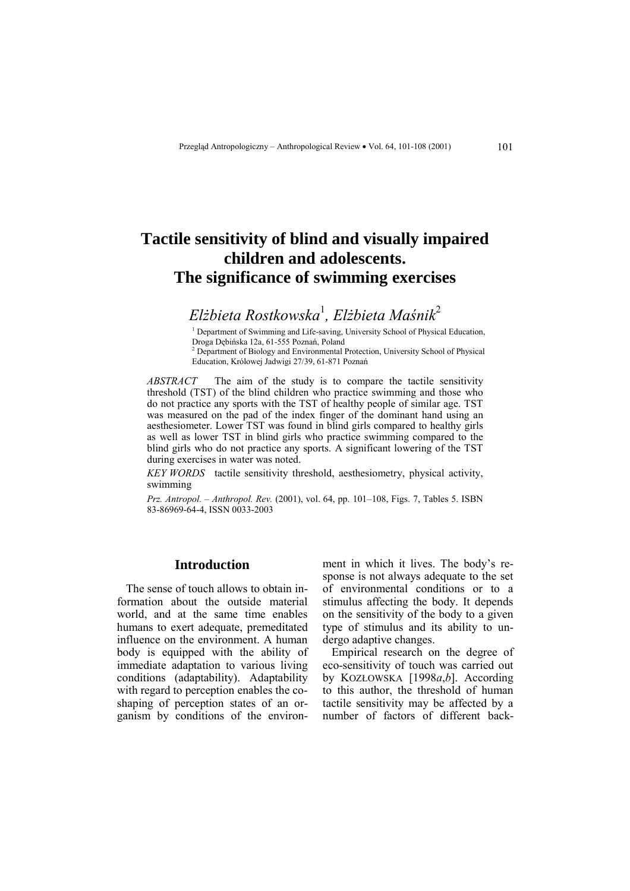# Tactile sensitivity of blind and visually impaired children and adolescents. The significance of swimming exercises

*Elżbieta Rostkowska*[1]*, Elżbieta Maśnik*[2]

[1] Department of Swimming and Life-saving, University School of Physical Education, Droga Dębińska 12a, 61-555 Poznań, Poland

[2] Department of Biology and Environmental Protection, University School of Physical Education, Królowej Jadwigi 27/39, 61-871 Poznań

*ABSTRACT* The aim of the study is to compare the tactile sensitivity threshold (TST) of the blind children who practice swimming and those who do not practice any sports with the TST of healthy people of similar age. TST was measured on the pad of the index finger of the dominant hand using an aesthesiometer. Lower TST was found in blind girls compared to healthy girls as well as lower TST in blind girls who practice swimming compared to the blind girls who do not practice any sports. A significant lowering of the TST during exercises in water was noted.

*KEY WORDS* tactile sensitivity threshold, aesthesiometry, physical activity, swimming

*Prz. Antropol. – Anthropol. Rev.* (2001), vol. 64, pp. 101–108, Figs. 7, Tables 5. ISBN 83-86969-64-4, ISSN 0033-2003

## Introduction

The sense of touch allows to obtain information about the outside material world, and at the same time enables humans to exert adequate, premeditated influence on the environment. A human body is equipped with the ability of immediate adaptation to various living conditions (adaptability). Adaptability with regard to perception enables the co-shaping of perception states of an organism by conditions of the environment in which it lives. The body's response is not always adequate to the set of environmental conditions or to a stimulus affecting the body. It depends on the sensitivity of the body to a given type of stimulus and its ability to undergo adaptive changes.

Empirical research on the degree of eco-sensitivity of touch was carried out by KOZŁOWSKA [1998*a*,*b*]. According to this author, the threshold of human tactile sensitivity may be affected by a number of factors of different back-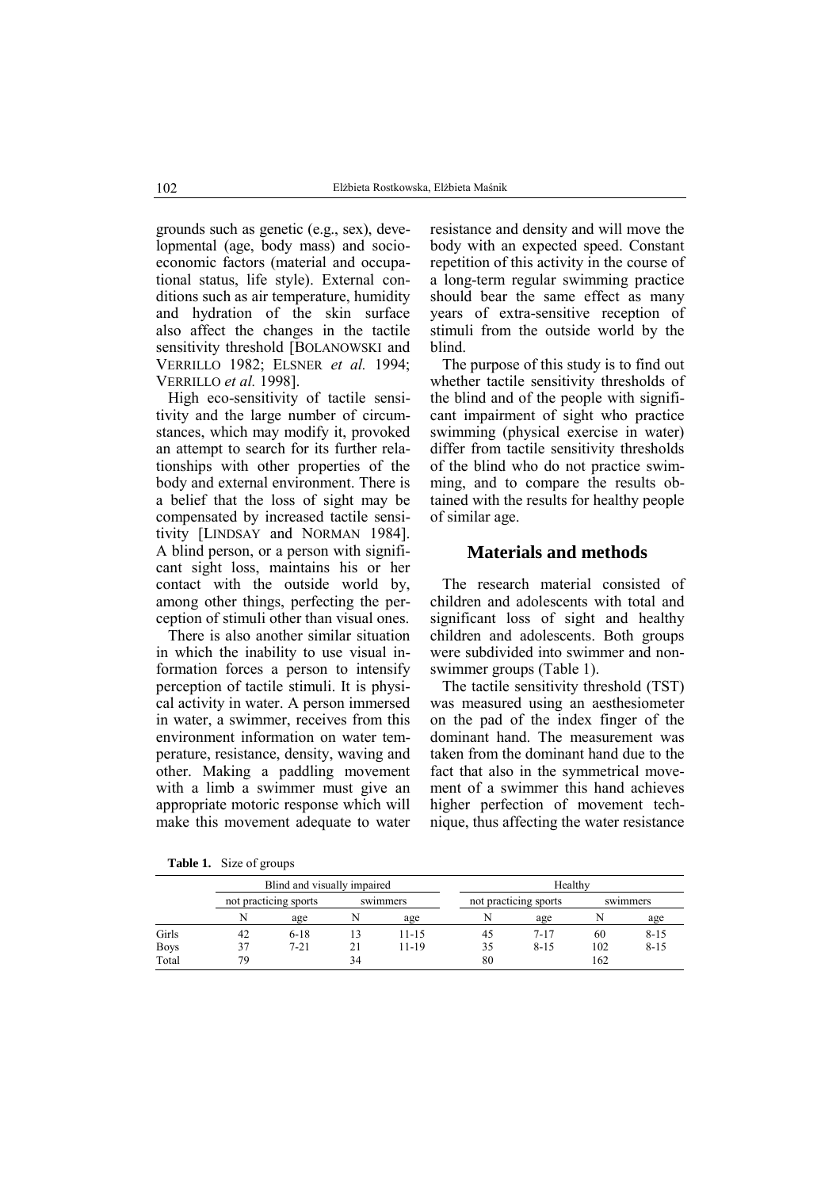grounds such as genetic (e.g., sex), developmental (age, body mass) and socioeconomic factors (material and occupational status, life style). External conditions such as air temperature, humidity and hydration of the skin surface also affect the changes in the tactile sensitivity threshold [BOLANOWSKI and VERRILLO 1982; ELSNER *et al.* 1994; VERRILLO *et al.* 1998].

High eco-sensitivity of tactile sensitivity and the large number of circumstances, which may modify it, provoked an attempt to search for its further relationships with other properties of the body and external environment. There is a belief that the loss of sight may be compensated by increased tactile sensitivity [LINDSAY and NORMAN 1984]. A blind person, or a person with significant sight loss, maintains his or her contact with the outside world by, among other things, perfecting the perception of stimuli other than visual ones.

There is also another similar situation in which the inability to use visual information forces a person to intensify perception of tactile stimuli. It is physical activity in water. A person immersed in water, a swimmer, receives from this environment information on water temperature, resistance, density, waving and other. Making a paddling movement with a limb a swimmer must give an appropriate motoric response which will make this movement adequate to water resistance and density and will move the body with an expected speed. Constant repetition of this activity in the course of a long-term regular swimming practice should bear the same effect as many years of extra-sensitive reception of stimuli from the outside world by the blind.

The purpose of this study is to find out whether tactile sensitivity thresholds of the blind and of the people with significant impairment of sight who practice swimming (physical exercise in water) differ from tactile sensitivity thresholds of the blind who do not practice swimming, and to compare the results obtained with the results for healthy people of similar age.

## Materials and methods

The research material consisted of children and adolescents with total and significant loss of sight and healthy children and adolescents. Both groups were subdivided into swimmer and non-swimmer groups (Table 1).

The tactile sensitivity threshold (TST) was measured using an aesthesiometer on the pad of the index finger of the dominant hand. The measurement was taken from the dominant hand due to the fact that also in the symmetrical movement of a swimmer this hand achieves higher perfection of movement technique, thus affecting the water resistance

**Table 1.** Size of groups

| | Blind and visually impaired | | | | Healthy | | | |
|---|---|---|---|---|---|---|---|---|
| | not practicing sports | | swimmers | | not practicing sports | | swimmers | |
| | N | age | N | age | N | age | N | age |
| Girls | 42 | 6-18 | 13 | 11-15 | 45 | 7-17 | 60 | 8-15 |
| Boys | 37 | 7-21 | 21 | 11-19 | 35 | 8-15 | 102 | 8-15 |
| Total | 79 | | 34 | | 80 | | 162 | |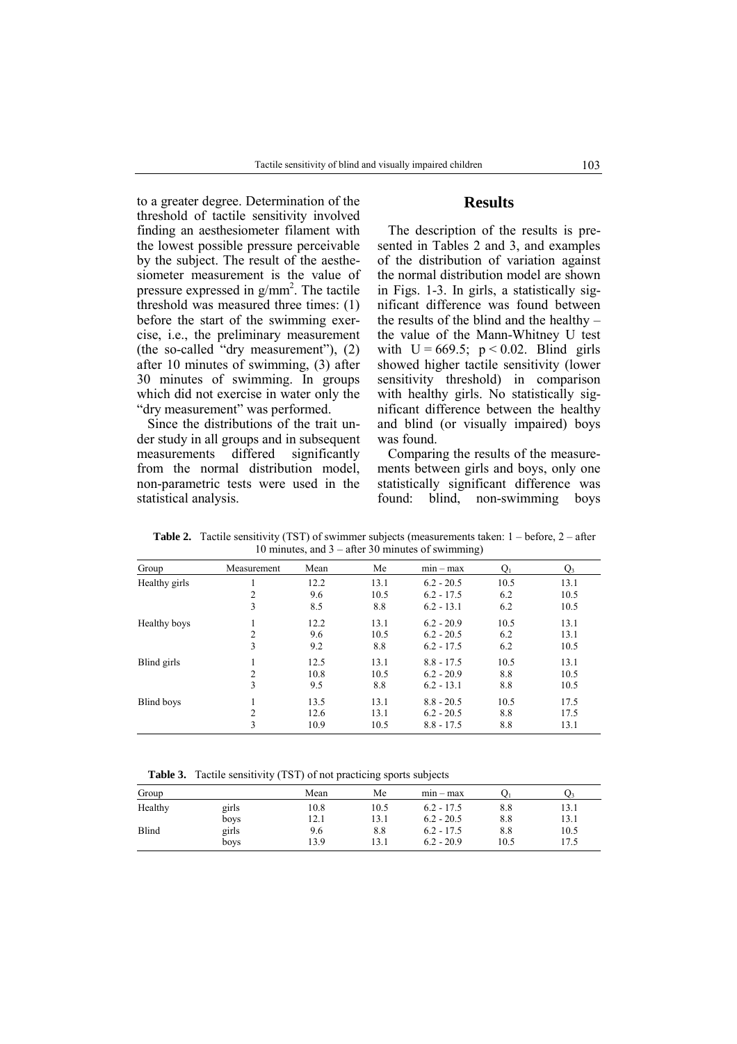to a greater degree. Determination of the threshold of tactile sensitivity involved finding an aesthesiometer filament with the lowest possible pressure perceivable by the subject. The result of the aesthesiometer measurement is the value of pressure expressed in g/mm$^2$. The tactile threshold was measured three times: (1) before the start of the swimming exercise, i.e., the preliminary measurement (the so-called "dry measurement"), (2) after 10 minutes of swimming, (3) after 30 minutes of swimming. In groups which did not exercise in water only the "dry measurement" was performed.

Since the distributions of the trait under study in all groups and in subsequent measurements differed significantly from the normal distribution model, non-parametric tests were used in the statistical analysis.

## Results

The description of the results is presented in Tables 2 and 3, and examples of the distribution of variation against the normal distribution model are shown in Figs. 1-3. In girls, a statistically significant difference was found between the results of the blind and the healthy – the value of the Mann-Whitney U test with $U = 669.5$; $p < 0.02$. Blind girls showed higher tactile sensitivity (lower sensitivity threshold) in comparison with healthy girls. No statistically significant difference between the healthy and blind (or visually impaired) boys was found.

Comparing the results of the measurements between girls and boys, only one statistically significant difference was found: blind, non-swimming boys

**Table 2.** Tactile sensitivity (TST) of swimmer subjects (measurements taken: 1 – before, 2 – after 10 minutes, and 3 – after 30 minutes of swimming)

| Group | Measurement | Mean | Me | min – max | $Q_1$ | $Q_3$ |
|---|---|---|---|---|---|---|
| Healthy girls | 1 | 12.2 | 13.1 | 6.2 - 20.5 | 10.5 | 13.1 |
| | 2 | 9.6 | 10.5 | 6.2 - 17.5 | 6.2 | 10.5 |
| | 3 | 8.5 | 8.8 | 6.2 - 13.1 | 6.2 | 10.5 |
| Healthy boys | 1 | 12.2 | 13.1 | 6.2 - 20.9 | 10.5 | 13.1 |
| | 2 | 9.6 | 10.5 | 6.2 - 20.5 | 6.2 | 13.1 |
| | 3 | 9.2 | 8.8 | 6.2 - 17.5 | 6.2 | 10.5 |
| Blind girls | 1 | 12.5 | 13.1 | 8.8 - 17.5 | 10.5 | 13.1 |
| | 2 | 10.8 | 10.5 | 6.2 - 20.9 | 8.8 | 10.5 |
| | 3 | 9.5 | 8.8 | 6.2 - 13.1 | 8.8 | 10.5 |
| Blind boys | 1 | 13.5 | 13.1 | 8.8 - 20.5 | 10.5 | 17.5 |
| | 2 | 12.6 | 13.1 | 6.2 - 20.5 | 8.8 | 17.5 |
| | 3 | 10.9 | 10.5 | 8.8 - 17.5 | 8.8 | 13.1 |

**Table 3.** Tactile sensitivity (TST) of not practicing sports subjects

| Group | | Mean | Me | min – max | $Q_1$ | $Q_3$ |
|---|---|---|---|---|---|---|
| Healthy | girls | 10.8 | 10.5 | 6.2 - 17.5 | 8.8 | 13.1 |
| | boys | 12.1 | 13.1 | 6.2 - 20.5 | 8.8 | 13.1 |
| Blind | girls | 9.6 | 8.8 | 6.2 - 17.5 | 8.8 | 10.5 |
| | boys | 13.9 | 13.1 | 6.2 - 20.9 | 10.5 | 17.5 |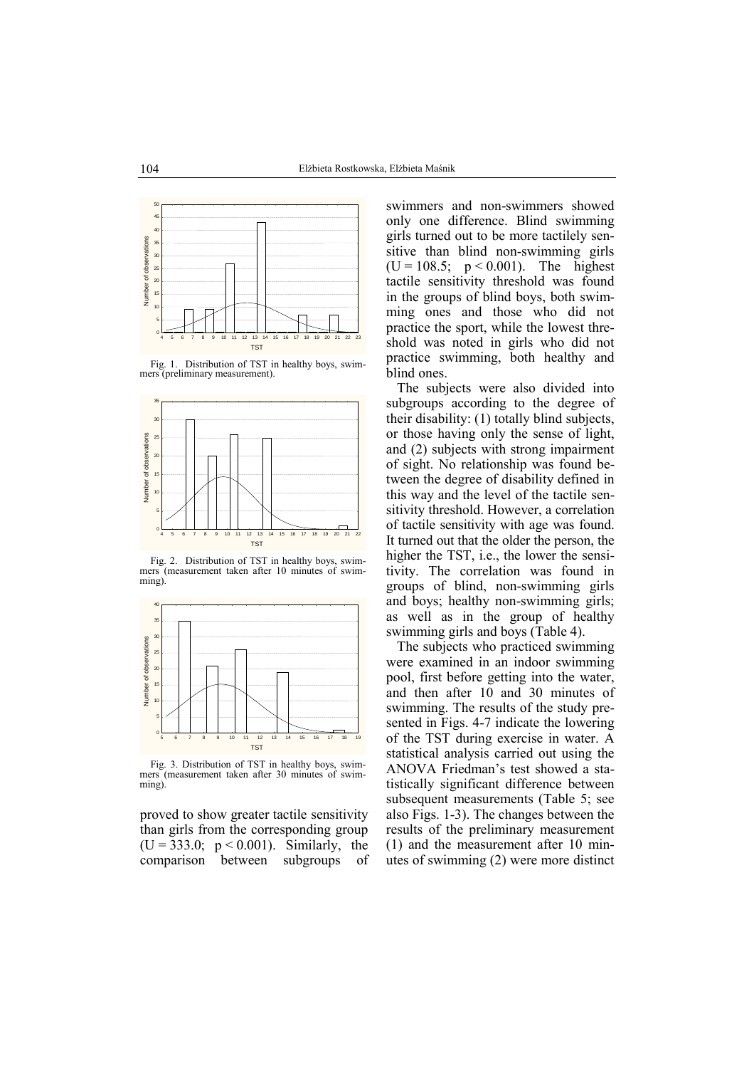Fig. 1. Distribution of TST in healthy boys, swimmers (preliminary measurement).

Fig. 2. Distribution of TST in healthy boys, swimmers (measurement taken after 10 minutes of swimming).

Fig. 3. Distribution of TST in healthy boys, swimmers (measurement taken after 30 minutes of swimming).

proved to show greater tactile sensitivity than girls from the corresponding group ($U = 333.0$; $p < 0.001$). Similarly, the comparison between subgroups of swimmers and non-swimmers showed only one difference. Blind swimming girls turned out to be more tactilely sensitive than blind non-swimming girls ($U = 108.5$; $p < 0.001$). The highest tactile sensitivity threshold was found in the groups of blind boys, both swimming ones and those who did not practice the sport, while the lowest threshold was noted in girls who did not practice swimming, both healthy and blind ones.

The subjects were also divided into subgroups according to the degree of their disability: (1) totally blind subjects, or those having only the sense of light, and (2) subjects with strong impairment of sight. No relationship was found between the degree of disability defined in this way and the level of the tactile sensitivity threshold. However, a correlation of tactile sensitivity with age was found. It turned out that the older the person, the higher the TST, i.e., the lower the sensitivity. The correlation was found in groups of blind, non-swimming girls and boys; healthy non-swimming girls; as well as in the group of healthy swimming girls and boys (Table 4).

The subjects who practiced swimming were examined in an indoor swimming pool, first before getting into the water, and then after 10 and 30 minutes of swimming. The results of the study presented in Figs. 4-7 indicate the lowering of the TST during exercise in water. A statistical analysis carried out using the ANOVA Friedman's test showed a statistically significant difference between subsequent measurements (Table 5; see also Figs. 1-3). The changes between the results of the preliminary measurement (1) and the measurement after 10 minutes of swimming (2) were more distinct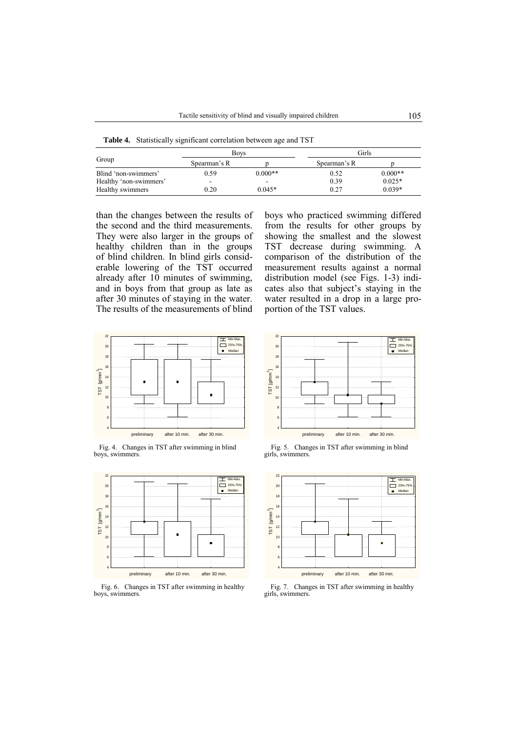**Table 4.** Statistically significant correlation between age and TST

| Group | Boys | | Girls | |
|---|---|---|---|---|
| | Spearman's R | p | Spearman's R | p |
| Blind 'non-swimmers' | 0.59 | 0.000** | 0.52 | 0.000** |
| Healthy 'non-swimmers' | - | - | 0.39 | 0.025* |
| Healthy swimmers | 0.20 | 0.045* | 0.27 | 0.039* |

than the changes between the results of the second and the third measurements. They were also larger in the groups of healthy children than in the groups of blind children. In blind girls considerable lowering of the TST occurred already after 10 minutes of swimming, and in boys from that group as late as after 30 minutes of staying in the water. The results of the measurements of blind boys who practiced swimming differed from the results for other groups by showing the smallest and the slowest TST decrease during swimming. A comparison of the distribution of the measurement results against a normal distribution model (see Figs. 1-3) indicates also that subject's staying in the water resulted in a drop in a large proportion of the TST values.

Fig. 4. Changes in TST after swimming in blind boys, swimmers.

Fig. 5. Changes in TST after swimming in blind girls, swimmers.

Fig. 6. Changes in TST after swimming in healthy boys, swimmers.

Fig. 7. Changes in TST after swimming in healthy girls, swimmers.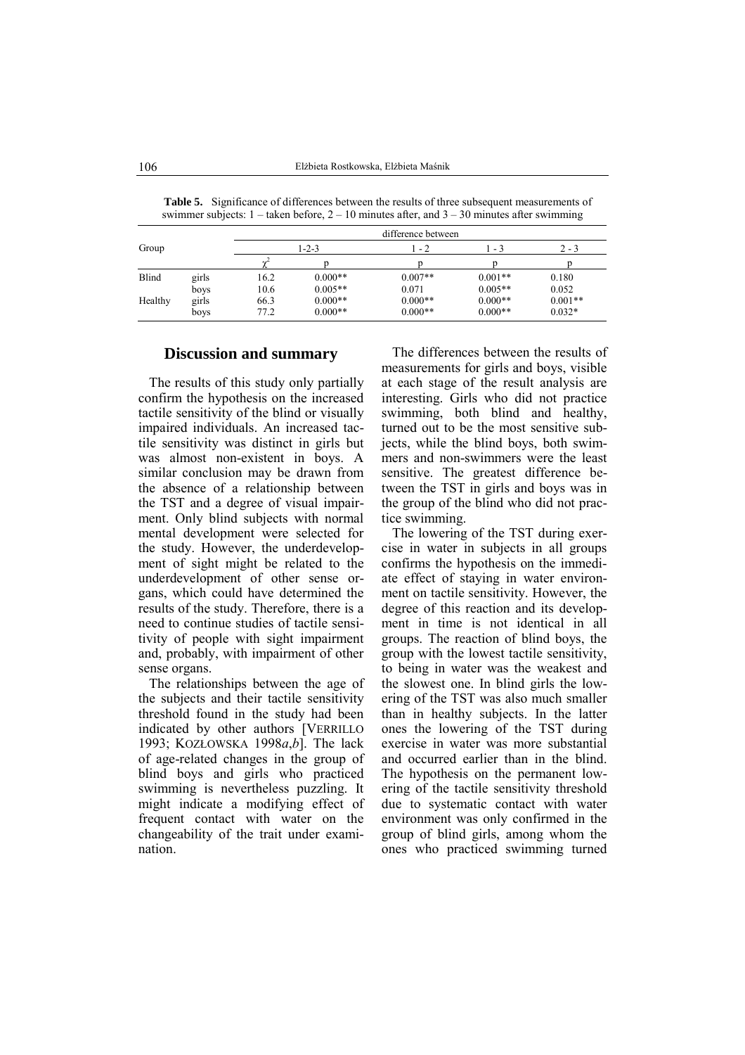**Table 5.** Significance of differences between the results of three subsequent measurements of swimmer subjects: 1 – taken before, 2 – 10 minutes after, and 3 – 30 minutes after swimming

| Group | | difference between | | | | |
|---|---|---|---|---|---|---|
| | | 1-2-3 | | 1 - 2 | 1 - 3 | 2 - 3 |
| | | $\chi^2$ | p | p | p | p |
| Blind | girls | 16.2 | 0.000** | 0.007** | 0.001** | 0.180 |
| | boys | 10.6 | 0.005** | 0.071 | 0.005** | 0.052 |
| Healthy | girls | 66.3 | 0.000** | 0.000** | 0.000** | 0.001** |
| | boys | 77.2 | 0.000** | 0.000** | 0.000** | 0.032* |

## Discussion and summary

The results of this study only partially confirm the hypothesis on the increased tactile sensitivity of the blind or visually impaired individuals. An increased tactile sensitivity was distinct in girls but was almost non-existent in boys. A similar conclusion may be drawn from the absence of a relationship between the TST and a degree of visual impairment. Only blind subjects with normal mental development were selected for the study. However, the underdevelopment of sight might be related to the underdevelopment of other sense organs, which could have determined the results of the study. Therefore, there is a need to continue studies of tactile sensitivity of people with sight impairment and, probably, with impairment of other sense organs.

The relationships between the age of the subjects and their tactile sensitivity threshold found in the study had been indicated by other authors [VERRILLO 1993; KOZŁOWSKA 1998*a*,*b*]. The lack of age-related changes in the group of blind boys and girls who practiced swimming is nevertheless puzzling. It might indicate a modifying effect of frequent contact with water on the changeability of the trait under examination.

The differences between the results of measurements for girls and boys, visible at each stage of the result analysis are interesting. Girls who did not practice swimming, both blind and healthy, turned out to be the most sensitive subjects, while the blind boys, both swimmers and non-swimmers were the least sensitive. The greatest difference between the TST in girls and boys was in the group of the blind who did not practice swimming.

The lowering of the TST during exercise in water in subjects in all groups confirms the hypothesis on the immediate effect of staying in water environment on tactile sensitivity. However, the degree of this reaction and its development in time is not identical in all groups. The reaction of blind boys, the group with the lowest tactile sensitivity, to being in water was the weakest and the slowest one. In blind girls the lowering of the TST was also much smaller than in healthy subjects. In the latter ones the lowering of the TST during exercise in water was more substantial and occurred earlier than in the blind. The hypothesis on the permanent lowering of the tactile sensitivity threshold due to systematic contact with water environment was only confirmed in the group of blind girls, among whom the ones who practiced swimming turned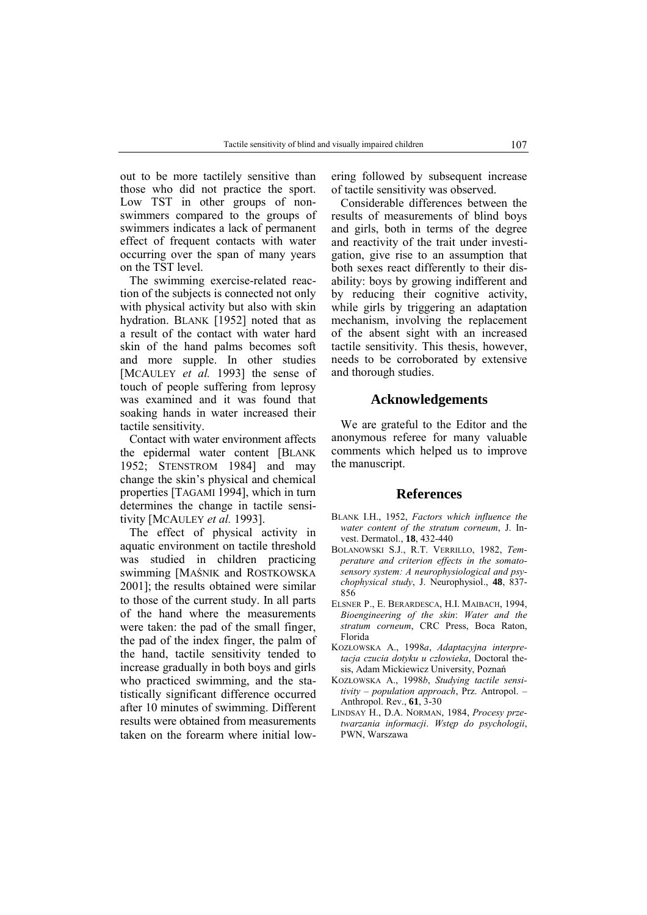out to be more tactilely sensitive than those who did not practice the sport. Low TST in other groups of non-swimmers compared to the groups of swimmers indicates a lack of permanent effect of frequent contacts with water occurring over the span of many years on the TST level.

The swimming exercise-related reaction of the subjects is connected not only with physical activity but also with skin hydration. BLANK [1952] noted that as a result of the contact with water hard skin of the hand palms becomes soft and more supple. In other studies [MCAULEY *et al.* 1993] the sense of touch of people suffering from leprosy was examined and it was found that soaking hands in water increased their tactile sensitivity.

Contact with water environment affects the epidermal water content [BLANK 1952; STENSTROM 1984] and may change the skin's physical and chemical properties [TAGAMI 1994], which in turn determines the change in tactile sensitivity [MCAULEY *et al.* 1993].

The effect of physical activity in aquatic environment on tactile threshold was studied in children practicing swimming [MAŚNIK and ROSTKOWSKA 2001]; the results obtained were similar to those of the current study. In all parts of the hand where the measurements were taken: the pad of the small finger, the pad of the index finger, the palm of the hand, tactile sensitivity tended to increase gradually in both boys and girls who practiced swimming, and the statistically significant difference occurred after 10 minutes of swimming. Different results were obtained from measurements taken on the forearm where initial lowering followed by subsequent increase of tactile sensitivity was observed.

Considerable differences between the results of measurements of blind boys and girls, both in terms of the degree and reactivity of the trait under investigation, give rise to an assumption that both sexes react differently to their disability: boys by growing indifferent and by reducing their cognitive activity, while girls by triggering an adaptation mechanism, involving the replacement of the absent sight with an increased tactile sensitivity. This thesis, however, needs to be corroborated by extensive and thorough studies.

## Acknowledgements

We are grateful to the Editor and the anonymous referee for many valuable comments which helped us to improve the manuscript.

## References

BLANK I.H., 1952, *Factors which influence the water content of the stratum corneum*, J. Invest. Dermatol., **18**, 432-440

BOLANOWSKI S.J., R.T. VERRILLO, 1982, *Temperature and criterion effects in the somatosensory system: A neurophysiological and psychophysical study*, J. Neurophysiol., **48**, 837-856

ELSNER P., E. BERARDESCA, H.I. MAIBACH, 1994, *Bioengineering of the skin*: *Water and the stratum corneum*, CRC Press, Boca Raton, Florida

KOZŁOWSKA A., 1998*a*, *Adaptacyjna interpretacja czucia dotyku u człowieka*, Doctoral thesis, Adam Mickiewicz University, Poznań

KOZŁOWSKA A., 1998*b*, *Studying tactile sensitivity – population approach*, Prz. Antropol. – Anthropol. Rev., **61**, 3-30

LINDSAY H., D.A. NORMAN, 1984, *Procesy przetwarzania informacji*. *Wstęp do psychologii*, PWN, Warszawa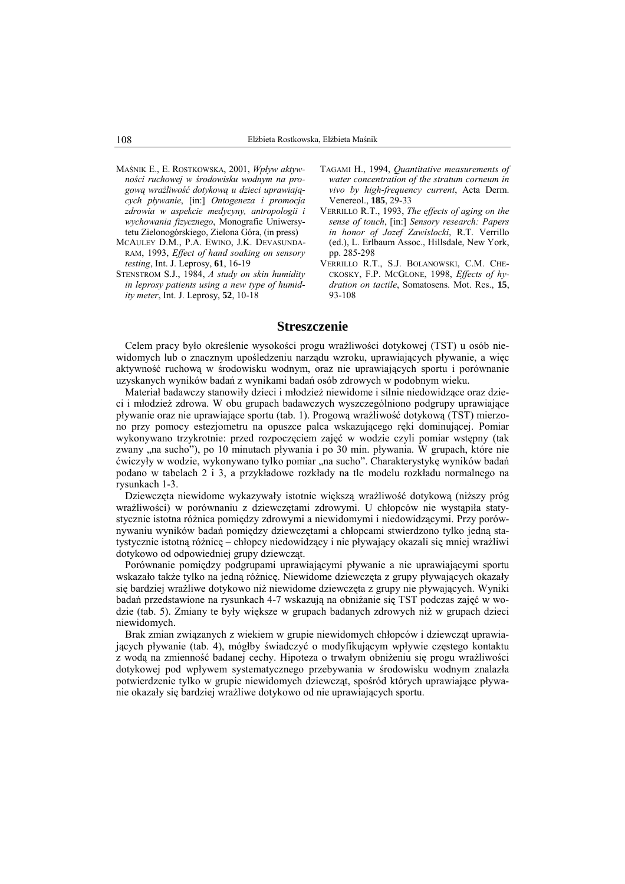MAŚNIK E., E. ROSTKOWSKA, 2001, *Wpływ aktywności ruchowej w środowisku wodnym na progową wrażliwość dotykową u dzieci uprawiających pływanie*, [in:] *Ontogeneza i promocja zdrowia w aspekcie medycyny, antropologii i wychowania fizycznego*, Monografie Uniwersytetu Zielonogórskiego, Zielona Góra, (in press)

MCAULEY D.M., P.A. EWINO, J.K. DEVASUNDARAM, 1993, *Effect of hand soaking on sensory testing*, Int. J. Leprosy, **61**, 16-19

STENSTROM S.J., 1984, *A study on skin humidity in leprosy patients using a new type of humidity meter*, Int. J. Leprosy, **52**, 10-18

TAGAMI H., 1994, *Quantitative measurements of water concentration of the stratum corneum in vivo by high-frequency current*, Acta Derm. Venereol., **185**, 29-33

VERRILLO R.T., 1993, *The effects of aging on the sense of touch*, [in:] *Sensory research: Papers in honor of Jozef Zawislocki*, R.T. Verrillo (ed.), L. Erlbaum Assoc., Hillsdale, New York, pp. 285-298

VERRILLO R.T., S.J. BOLANOWSKI, C.M. CHECKOSKY, F.P. MCGLONE, 1998, *Effects of hydration on tactile*, Somatosens. Mot. Res., **15**, 93-108

## Streszczenie

Celem pracy było określenie wysokości progu wrażliwości dotykowej (TST) u osób niewidomych lub o znacznym upośledzeniu narządu wzroku, uprawiających pływanie, a więc aktywność ruchową w środowisku wodnym, oraz nie uprawiających sportu i porównanie uzyskanych wyników badań z wynikami badań osób zdrowych w podobnym wieku.

Materiał badawczy stanowiły dzieci i młodzież niewidome i silnie niedowidzące oraz dzieci i młodzież zdrowa. W obu grupach badawczych wyszczególniono podgrupy uprawiające pływanie oraz nie uprawiające sportu (tab. 1). Progową wrażliwość dotykową (TST) mierzono przy pomocy estezjometru na opuszce palca wskazującego ręki dominującej. Pomiar wykonywano trzykrotnie: przed rozpoczęciem zajęć w wodzie czyli pomiar wstępny (tak zwany „na sucho"), po 10 minutach pływania i po 30 min. pływania. W grupach, które nie ćwiczyły w wodzie, wykonywano tylko pomiar „na sucho". Charakterystykę wyników badań podano w tabelach 2 i 3, a przykładowe rozkłady na tle modelu rozkładu normalnego na rysunkach 1-3.

Dziewczęta niewidome wykazywały istotnie większą wrażliwość dotykową (niższy próg wrażliwości) w porównaniu z dziewczętami zdrowymi. U chłopców nie wystąpiła statystycznie istotna różnica pomiędzy zdrowymi a niewidomymi i niedowidzącymi. Przy porównywaniu wyników badań pomiędzy dziewczętami a chłopcami stwierdzono tylko jedną statystycznie istotną różnicę – chłopcy niedowidzący i nie pływający okazali się mniej wrażliwi dotykowo od odpowiedniej grupy dziewcząt.

Porównanie pomiędzy podgrupami uprawiającymi pływanie a nie uprawiającymi sportu wskazało także tylko na jedną różnicę. Niewidome dziewczęta z grupy pływających okazały się bardziej wrażliwe dotykowo niż niewidome dziewczęta z grupy nie pływających. Wyniki badań przedstawione na rysunkach 4-7 wskazują na obniżanie się TST podczas zajęć w wodzie (tab. 5). Zmiany te były większe w grupach badanych zdrowych niż w grupach dzieci niewidomych.

Brak zmian związanych z wiekiem w grupie niewidomych chłopców i dziewcząt uprawiających pływanie (tab. 4), mógłby świadczyć o modyfikującym wpływie częstego kontaktu z wodą na zmienność badanej cechy. Hipoteza o trwałym obniżeniu się progu wrażliwości dotykowej pod wpływem systematycznego przebywania w środowisku wodnym znalazła potwierdzenie tylko w grupie niewidomych dziewcząt, spośród których uprawiające pływanie okazały się bardziej wrażliwe dotykowo od nie uprawiających sportu.